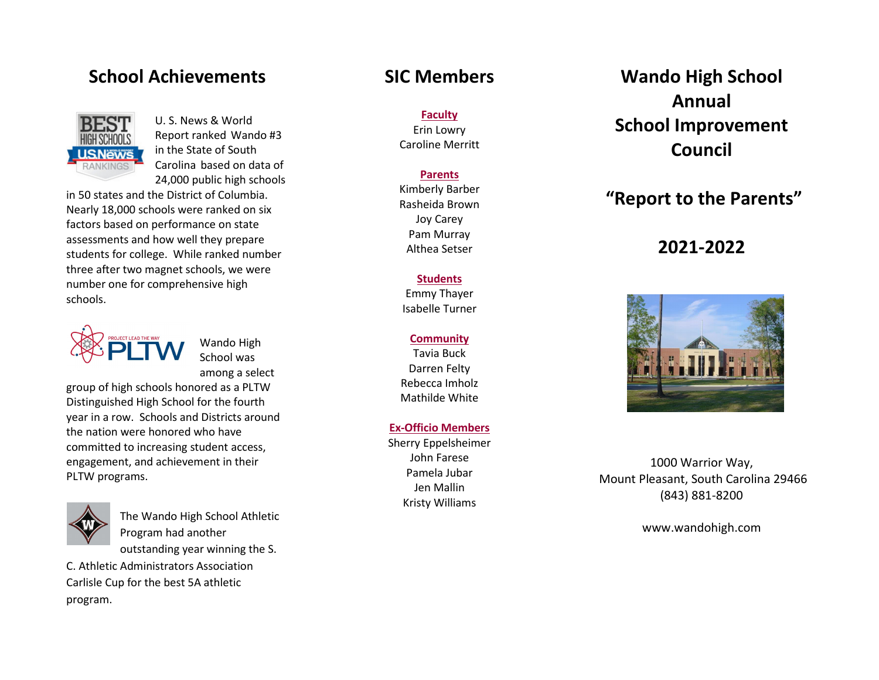## School Achievements

U. S. News & World Report ranked Wando #3 in the State of South Carolina based on data of 24,000 public high schools in 50 states and the District of Columbia. Nearly 18,000 schools were ranked on six factors based on performance on state assessments and how well they prepare students for college. While ranked number three after two magnet schools, we were number one for comprehensive high schools.

Wando High School was among a select group of high schools honored as a PLTW Distinguished High School for the fourth year in a row. Schools and Districts around the nation were honored who have committed to increasing student access, engagement, and achievement in their PLTW programs.

The Wando High School Athletic Program had another outstanding year winning the S. C. Athletic Administrators Association Carlisle Cup for the best 5A athletic program.

## SIC Members

**Faculty**
Erin Lowry
Caroline Merritt

**Parents**
Kimberly Barber
Rasheida Brown
Joy Carey
Pam Murray
Althea Setser

**Students**
Emmy Thayer
Isabelle Turner

**Community**
Tavia Buck
Darren Felty
Rebecca Imholz
Mathilde White

**Ex-Officio Members**
Sherry Eppelsheimer
John Farese
Pamela Jubar
Jen Mallin
Kristy Williams

# Wando High School Annual School Improvement Council

## "Report to the Parents"

## 2021-2022

1000 Warrior Way,
Mount Pleasant, South Carolina 29466
(843) 881-8200

www.wandohigh.com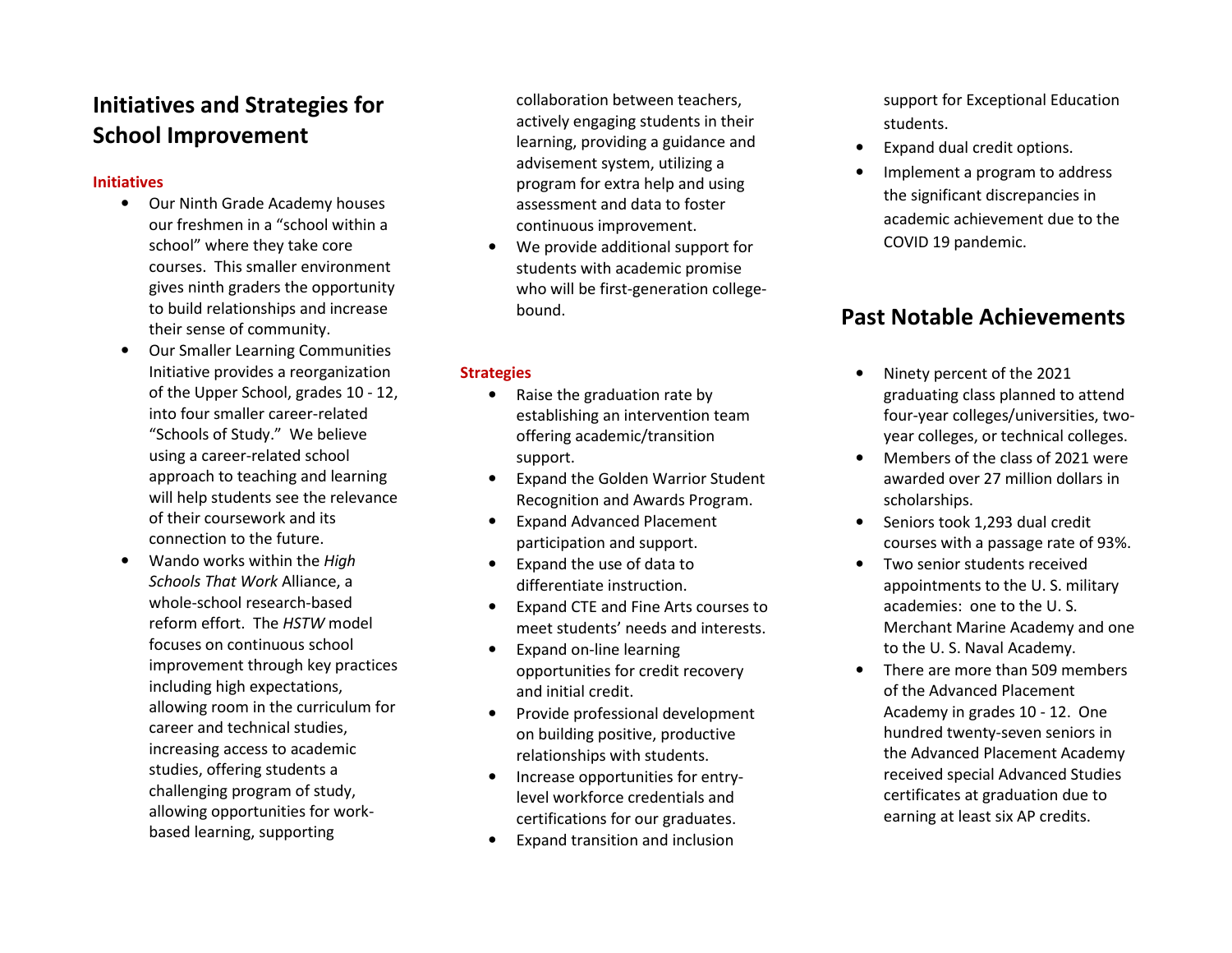## Initiatives and Strategies for School Improvement

### Initiatives

- Our Ninth Grade Academy houses our freshmen in a "school within a school" where they take core courses. This smaller environment gives ninth graders the opportunity to build relationships and increase their sense of community.
- Our Smaller Learning Communities Initiative provides a reorganization of the Upper School, grades 10 - 12, into four smaller career-related "Schools of Study." We believe using a career-related school approach to teaching and learning will help students see the relevance of their coursework and its connection to the future.
- Wando works within the *High Schools That Work* Alliance, a whole-school research-based reform effort. The *HSTW* model focuses on continuous school improvement through key practices including high expectations, allowing room in the curriculum for career and technical studies, increasing access to academic studies, offering students a challenging program of study, allowing opportunities for work-based learning, supporting collaboration between teachers, actively engaging students in their learning, providing a guidance and advisement system, utilizing a program for extra help and using assessment and data to foster continuous improvement.
- We provide additional support for students with academic promise who will be first-generation college-bound.

### Strategies

- Raise the graduation rate by establishing an intervention team offering academic/transition support.
- Expand the Golden Warrior Student Recognition and Awards Program.
- Expand Advanced Placement participation and support.
- Expand the use of data to differentiate instruction.
- Expand CTE and Fine Arts courses to meet students' needs and interests.
- Expand on-line learning opportunities for credit recovery and initial credit.
- Provide professional development on building positive, productive relationships with students.
- Increase opportunities for entry-level workforce credentials and certifications for our graduates.
- Expand transition and inclusion support for Exceptional Education students.
- Expand dual credit options.
- Implement a program to address the significant discrepancies in academic achievement due to the COVID 19 pandemic.

## Past Notable Achievements

- Ninety percent of the 2021 graduating class planned to attend four-year colleges/universities, two-year colleges, or technical colleges.
- Members of the class of 2021 were awarded over 27 million dollars in scholarships.
- Seniors took 1,293 dual credit courses with a passage rate of 93%.
- Two senior students received appointments to the U. S. military academies: one to the U. S. Merchant Marine Academy and one to the U. S. Naval Academy.
- There are more than 509 members of the Advanced Placement Academy in grades 10 - 12. One hundred twenty-seven seniors in the Advanced Placement Academy received special Advanced Studies certificates at graduation due to earning at least six AP credits.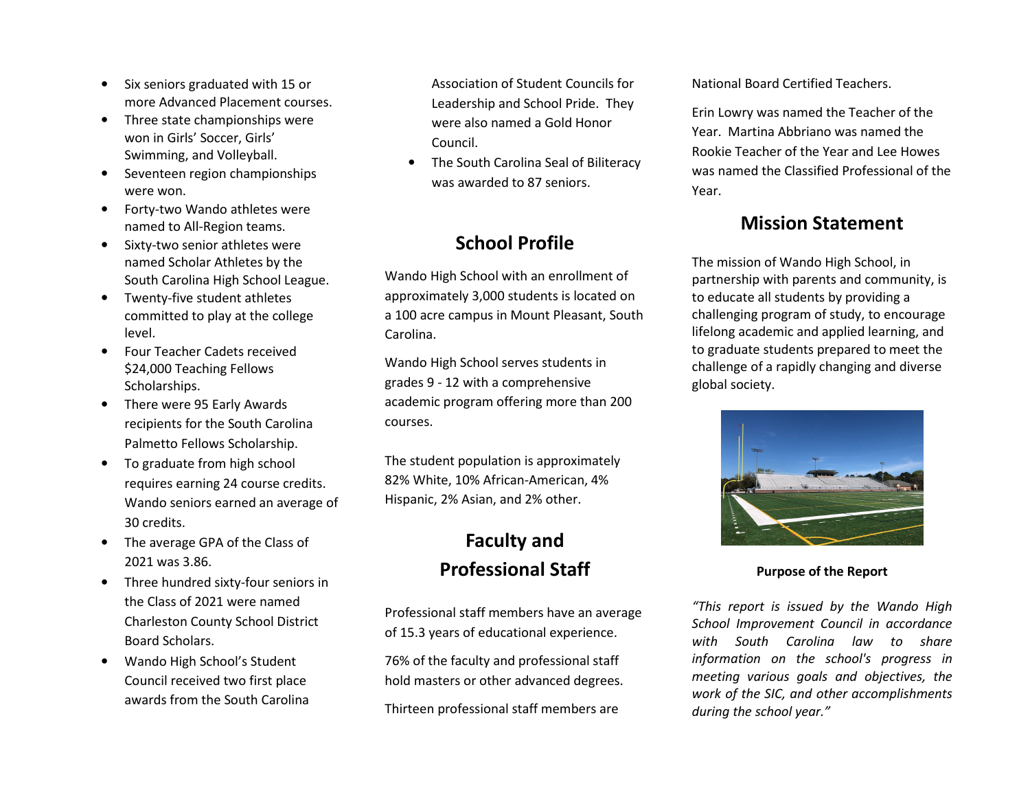- Six seniors graduated with 15 or more Advanced Placement courses.
- Three state championships were won in Girls' Soccer, Girls' Swimming, and Volleyball.
- Seventeen region championships were won.
- Forty-two Wando athletes were named to All-Region teams.
- Sixty-two senior athletes were named Scholar Athletes by the South Carolina High School League.
- Twenty-five student athletes committed to play at the college level.
- Four Teacher Cadets received $24,000 Teaching Fellows Scholarships.
- There were 95 Early Awards recipients for the South Carolina Palmetto Fellows Scholarship.
- To graduate from high school requires earning 24 course credits. Wando seniors earned an average of 30 credits.
- The average GPA of the Class of 2021 was 3.86.
- Three hundred sixty-four seniors in the Class of 2021 were named Charleston County School District Board Scholars.
- Wando High School's Student Council received two first place awards from the South Carolina Association of Student Councils for Leadership and School Pride. They were also named a Gold Honor Council.
- The South Carolina Seal of Biliteracy was awarded to 87 seniors.

## School Profile

Wando High School with an enrollment of approximately 3,000 students is located on a 100 acre campus in Mount Pleasant, South Carolina.

Wando High School serves students in grades 9 - 12 with a comprehensive academic program offering more than 200 courses.

The student population is approximately 82% White, 10% African-American, 4% Hispanic, 2% Asian, and 2% other.

## Faculty and Professional Staff

Professional staff members have an average of 15.3 years of educational experience.

76% of the faculty and professional staff hold masters or other advanced degrees.

Thirteen professional staff members are National Board Certified Teachers.

Erin Lowry was named the Teacher of the Year. Martina Abbriano was named the Rookie Teacher of the Year and Lee Howes was named the Classified Professional of the Year.

## Mission Statement

The mission of Wando High School, in partnership with parents and community, is to educate all students by providing a challenging program of study, to encourage lifelong academic and applied learning, and to graduate students prepared to meet the challenge of a rapidly changing and diverse global society.

**Purpose of the Report**

*"This report is issued by the Wando High School Improvement Council in accordance with South Carolina law to share information on the school's progress in meeting various goals and objectives, the work of the SIC, and other accomplishments during the school year."*